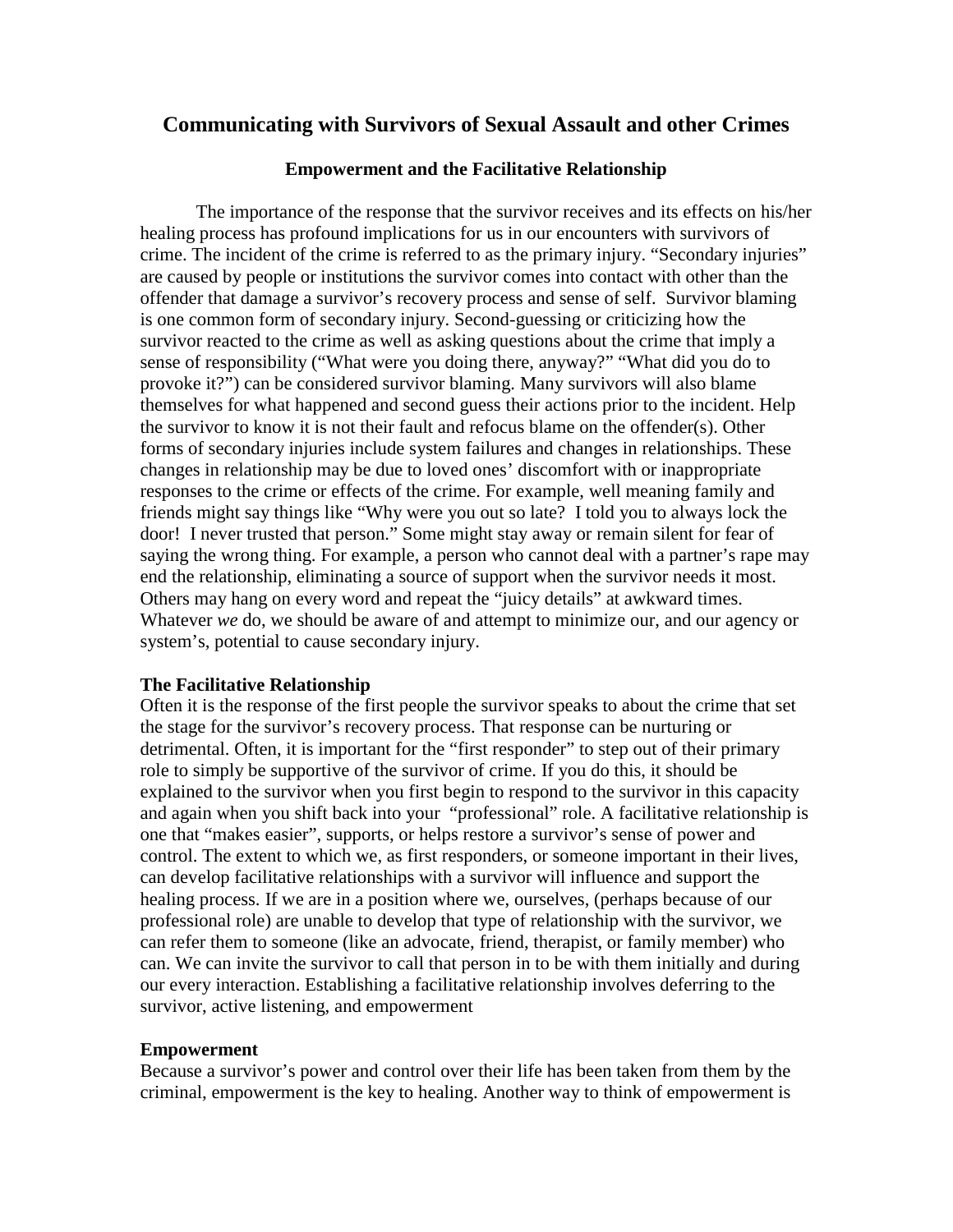# Communicating with Survivors of Sexual Assault and other Crimes

### Empowerment and the Facilitative Relationship

The importance of the response that the survivor receives and its effects on his/her healing process has profound implications for us in our encounters with survivors of crime. The incident of the crime is referred to as the primary injury. "Secondary injuries" are caused by people or institutions the survivor comes into contact with other than the offender that damage a survivor's recovery process and sense of self. Survivor blaming is one common form of secondary injury. Second-guessing or criticizing how the survivor reacted to the crime as well as asking questions about the crime that imply a sense of responsibility ("What were you doing there, anyway?" "What did you do to provoke it?") can be considered survivor blaming. Many survivors will also blame themselves for what happened and second guess their actions prior to the incident. Help the survivor to know it is not their fault and refocus blame on the offender(s). Other forms of secondary injuries include system failures and changes in relationships. These changes in relationship may be due to loved ones' discomfort with or inappropriate responses to the crime or effects of the crime. For example, well meaning family and friends might say things like "Why were you out so late? I told you to always lock the door! I never trusted that person." Some might stay away or remain silent for fear of saying the wrong thing. For example, a person who cannot deal with a partner's rape may end the relationship, eliminating a source of support when the survivor needs it most. Others may hang on every word and repeat the "juicy details" at awkward times. Whatever *we* do, we should be aware of and attempt to minimize our, and our agency or system's, potential to cause secondary injury.

**The Facilitative Relationship**

Often it is the response of the first people the survivor speaks to about the crime that set the stage for the survivor's recovery process. That response can be nurturing or detrimental. Often, it is important for the "first responder" to step out of their primary role to simply be supportive of the survivor of crime. If you do this, it should be explained to the survivor when you first begin to respond to the survivor in this capacity and again when you shift back into your "professional" role. A facilitative relationship is one that "makes easier", supports, or helps restore a survivor's sense of power and control. The extent to which we, as first responders, or someone important in their lives, can develop facilitative relationships with a survivor will influence and support the healing process. If we are in a position where we, ourselves, (perhaps because of our professional role) are unable to develop that type of relationship with the survivor, we can refer them to someone (like an advocate, friend, therapist, or family member) who can. We can invite the survivor to call that person in to be with them initially and during our every interaction. Establishing a facilitative relationship involves deferring to the survivor, active listening, and empowerment

**Empowerment**

Because a survivor's power and control over their life has been taken from them by the criminal, empowerment is the key to healing. Another way to think of empowerment is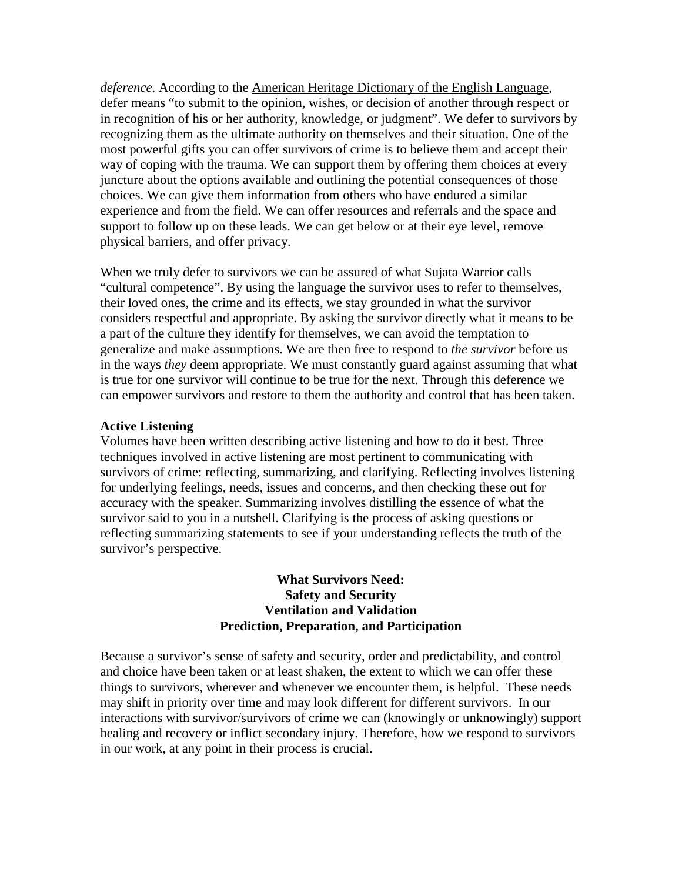*deference*. According to the American Heritage Dictionary of the English Language, defer means "to submit to the opinion, wishes, or decision of another through respect or in recognition of his or her authority, knowledge, or judgment". We defer to survivors by recognizing them as the ultimate authority on themselves and their situation. One of the most powerful gifts you can offer survivors of crime is to believe them and accept their way of coping with the trauma. We can support them by offering them choices at every juncture about the options available and outlining the potential consequences of those choices. We can give them information from others who have endured a similar experience and from the field. We can offer resources and referrals and the space and support to follow up on these leads. We can get below or at their eye level, remove physical barriers, and offer privacy.

When we truly defer to survivors we can be assured of what Sujata Warrior calls "cultural competence". By using the language the survivor uses to refer to themselves, their loved ones, the crime and its effects, we stay grounded in what the survivor considers respectful and appropriate. By asking the survivor directly what it means to be a part of the culture they identify for themselves, we can avoid the temptation to generalize and make assumptions. We are then free to respond to *the survivor* before us in the ways *they* deem appropriate. We must constantly guard against assuming that what is true for one survivor will continue to be true for the next. Through this deference we can empower survivors and restore to them the authority and control that has been taken.

**Active Listening**

Volumes have been written describing active listening and how to do it best. Three techniques involved in active listening are most pertinent to communicating with survivors of crime: reflecting, summarizing, and clarifying. Reflecting involves listening for underlying feelings, needs, issues and concerns, and then checking these out for accuracy with the speaker. Summarizing involves distilling the essence of what the survivor said to you in a nutshell. Clarifying is the process of asking questions or reflecting summarizing statements to see if your understanding reflects the truth of the survivor's perspective.

**What Survivors Need:**
**Safety and Security**
**Ventilation and Validation**
**Prediction, Preparation, and Participation**

Because a survivor's sense of safety and security, order and predictability, and control and choice have been taken or at least shaken, the extent to which we can offer these things to survivors, wherever and whenever we encounter them, is helpful. These needs may shift in priority over time and may look different for different survivors. In our interactions with survivor/survivors of crime we can (knowingly or unknowingly) support healing and recovery or inflict secondary injury. Therefore, how we respond to survivors in our work, at any point in their process is crucial.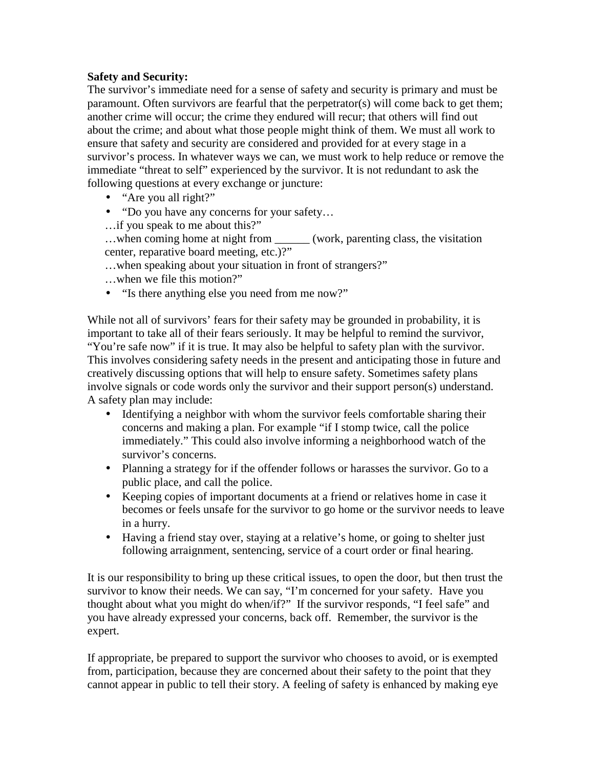**Safety and Security:**

The survivor's immediate need for a sense of safety and security is primary and must be paramount. Often survivors are fearful that the perpetrator(s) will come back to get them; another crime will occur; the crime they endured will recur; that others will find out about the crime; and about what those people might think of them. We must all work to ensure that safety and security are considered and provided for at every stage in a survivor's process. In whatever ways we can, we must work to help reduce or remove the immediate "threat to self" experienced by the survivor. It is not redundant to ask the following questions at every exchange or juncture:

- "Are you all right?"
- "Do you have any concerns for your safety…
  …if you speak to me about this?"
  …when coming home at night from ______ (work, parenting class, the visitation center, reparative board meeting, etc.)?"
  …when speaking about your situation in front of strangers?"
  …when we file this motion?"
- "Is there anything else you need from me now?"

While not all of survivors' fears for their safety may be grounded in probability, it is important to take all of their fears seriously. It may be helpful to remind the survivor, "You're safe now" if it is true. It may also be helpful to safety plan with the survivor. This involves considering safety needs in the present and anticipating those in future and creatively discussing options that will help to ensure safety. Sometimes safety plans involve signals or code words only the survivor and their support person(s) understand. A safety plan may include:

- Identifying a neighbor with whom the survivor feels comfortable sharing their concerns and making a plan. For example "if I stomp twice, call the police immediately." This could also involve informing a neighborhood watch of the survivor's concerns.
- Planning a strategy for if the offender follows or harasses the survivor. Go to a public place, and call the police.
- Keeping copies of important documents at a friend or relatives home in case it becomes or feels unsafe for the survivor to go home or the survivor needs to leave in a hurry.
- Having a friend stay over, staying at a relative's home, or going to shelter just following arraignment, sentencing, service of a court order or final hearing.

It is our responsibility to bring up these critical issues, to open the door, but then trust the survivor to know their needs. We can say, "I'm concerned for your safety. Have you thought about what you might do when/if?" If the survivor responds, "I feel safe" and you have already expressed your concerns, back off. Remember, the survivor is the expert.

If appropriate, be prepared to support the survivor who chooses to avoid, or is exempted from, participation, because they are concerned about their safety to the point that they cannot appear in public to tell their story. A feeling of safety is enhanced by making eye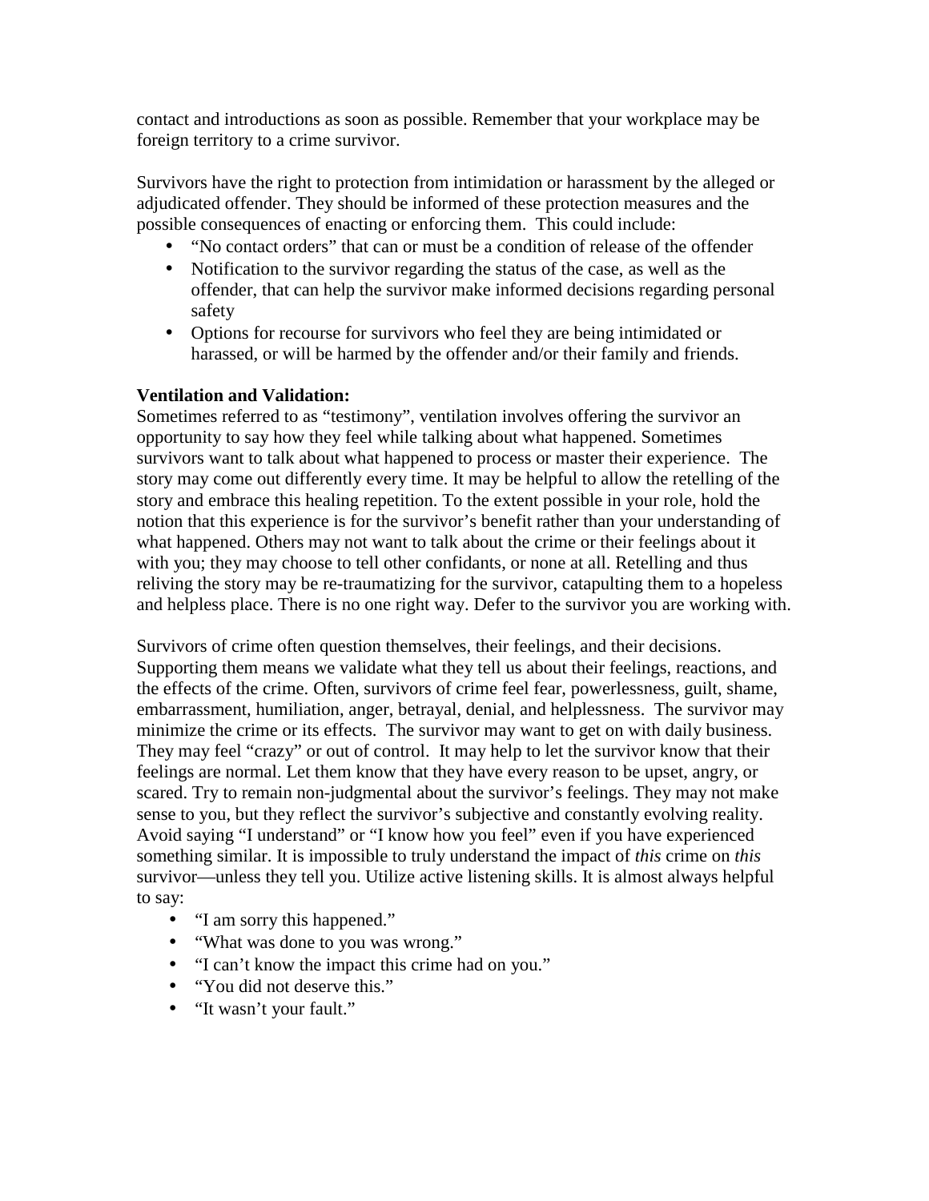contact and introductions as soon as possible. Remember that your workplace may be foreign territory to a crime survivor.

Survivors have the right to protection from intimidation or harassment by the alleged or adjudicated offender. They should be informed of these protection measures and the possible consequences of enacting or enforcing them. This could include:

- "No contact orders" that can or must be a condition of release of the offender
- Notification to the survivor regarding the status of the case, as well as the offender, that can help the survivor make informed decisions regarding personal safety
- Options for recourse for survivors who feel they are being intimidated or harassed, or will be harmed by the offender and/or their family and friends.

**Ventilation and Validation:**
Sometimes referred to as "testimony", ventilation involves offering the survivor an opportunity to say how they feel while talking about what happened. Sometimes survivors want to talk about what happened to process or master their experience. The story may come out differently every time. It may be helpful to allow the retelling of the story and embrace this healing repetition. To the extent possible in your role, hold the notion that this experience is for the survivor's benefit rather than your understanding of what happened. Others may not want to talk about the crime or their feelings about it with you; they may choose to tell other confidants, or none at all. Retelling and thus reliving the story may be re-traumatizing for the survivor, catapulting them to a hopeless and helpless place. There is no one right way. Defer to the survivor you are working with.

Survivors of crime often question themselves, their feelings, and their decisions. Supporting them means we validate what they tell us about their feelings, reactions, and the effects of the crime. Often, survivors of crime feel fear, powerlessness, guilt, shame, embarrassment, humiliation, anger, betrayal, denial, and helplessness. The survivor may minimize the crime or its effects. The survivor may want to get on with daily business. They may feel "crazy" or out of control. It may help to let the survivor know that their feelings are normal. Let them know that they have every reason to be upset, angry, or scared. Try to remain non-judgmental about the survivor's feelings. They may not make sense to you, but they reflect the survivor's subjective and constantly evolving reality. Avoid saying "I understand" or "I know how you feel" even if you have experienced something similar. It is impossible to truly understand the impact of *this* crime on *this* survivor—unless they tell you. Utilize active listening skills. It is almost always helpful to say:

- "I am sorry this happened."
- "What was done to you was wrong."
- "I can't know the impact this crime had on you."
- "You did not deserve this."
- "It wasn't your fault."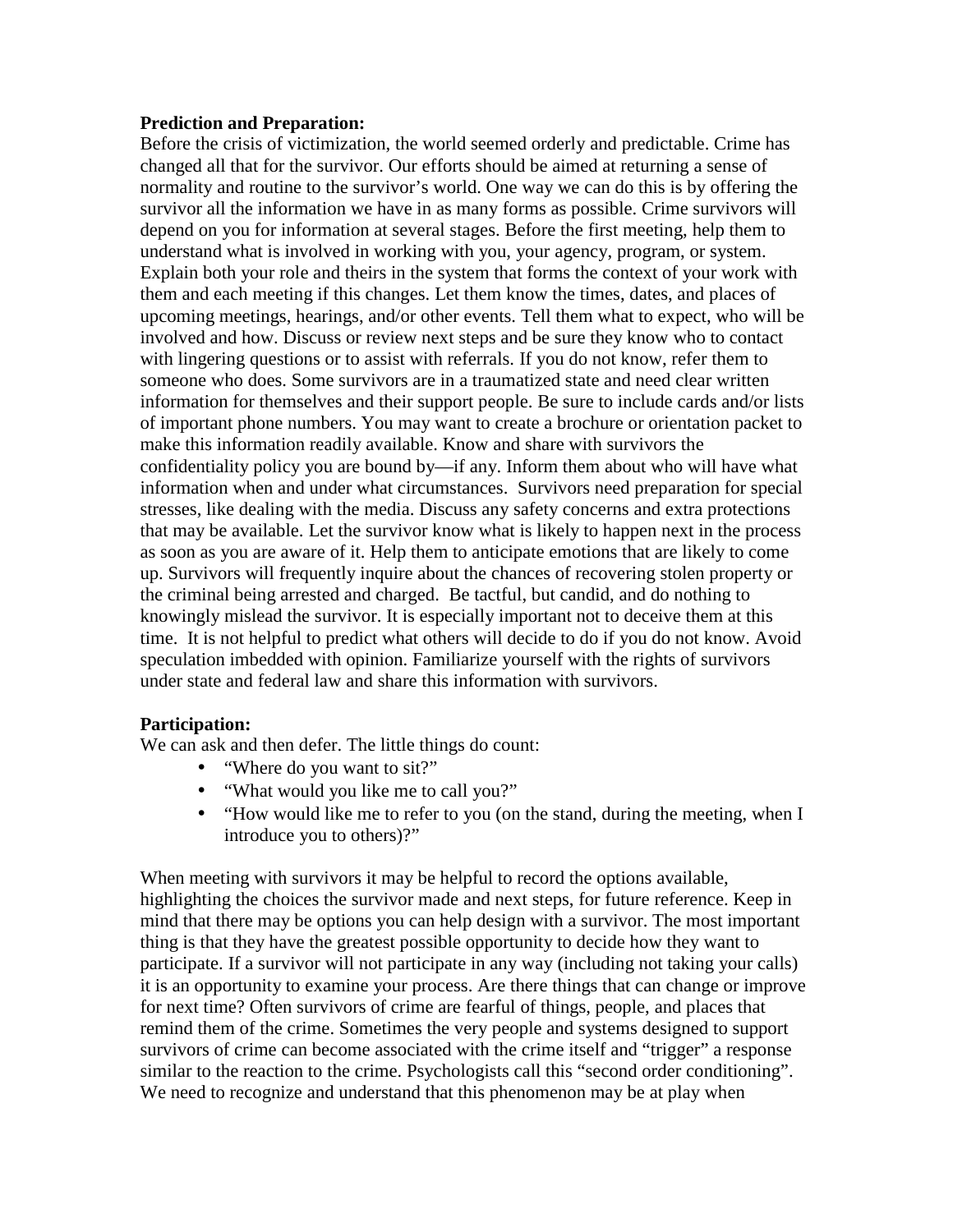**Prediction and Preparation:**

Before the crisis of victimization, the world seemed orderly and predictable. Crime has changed all that for the survivor. Our efforts should be aimed at returning a sense of normality and routine to the survivor's world. One way we can do this is by offering the survivor all the information we have in as many forms as possible. Crime survivors will depend on you for information at several stages. Before the first meeting, help them to understand what is involved in working with you, your agency, program, or system. Explain both your role and theirs in the system that forms the context of your work with them and each meeting if this changes. Let them know the times, dates, and places of upcoming meetings, hearings, and/or other events. Tell them what to expect, who will be involved and how. Discuss or review next steps and be sure they know who to contact with lingering questions or to assist with referrals. If you do not know, refer them to someone who does. Some survivors are in a traumatized state and need clear written information for themselves and their support people. Be sure to include cards and/or lists of important phone numbers. You may want to create a brochure or orientation packet to make this information readily available. Know and share with survivors the confidentiality policy you are bound by—if any. Inform them about who will have what information when and under what circumstances. Survivors need preparation for special stresses, like dealing with the media. Discuss any safety concerns and extra protections that may be available. Let the survivor know what is likely to happen next in the process as soon as you are aware of it. Help them to anticipate emotions that are likely to come up. Survivors will frequently inquire about the chances of recovering stolen property or the criminal being arrested and charged. Be tactful, but candid, and do nothing to knowingly mislead the survivor. It is especially important not to deceive them at this time. It is not helpful to predict what others will decide to do if you do not know. Avoid speculation imbedded with opinion. Familiarize yourself with the rights of survivors under state and federal law and share this information with survivors.

**Participation:**

We can ask and then defer. The little things do count:

- "Where do you want to sit?"
- "What would you like me to call you?"
- "How would like me to refer to you (on the stand, during the meeting, when I introduce you to others)?"

When meeting with survivors it may be helpful to record the options available, highlighting the choices the survivor made and next steps, for future reference. Keep in mind that there may be options you can help design with a survivor. The most important thing is that they have the greatest possible opportunity to decide how they want to participate. If a survivor will not participate in any way (including not taking your calls) it is an opportunity to examine your process. Are there things that can change or improve for next time? Often survivors of crime are fearful of things, people, and places that remind them of the crime. Sometimes the very people and systems designed to support survivors of crime can become associated with the crime itself and "trigger" a response similar to the reaction to the crime. Psychologists call this "second order conditioning". We need to recognize and understand that this phenomenon may be at play when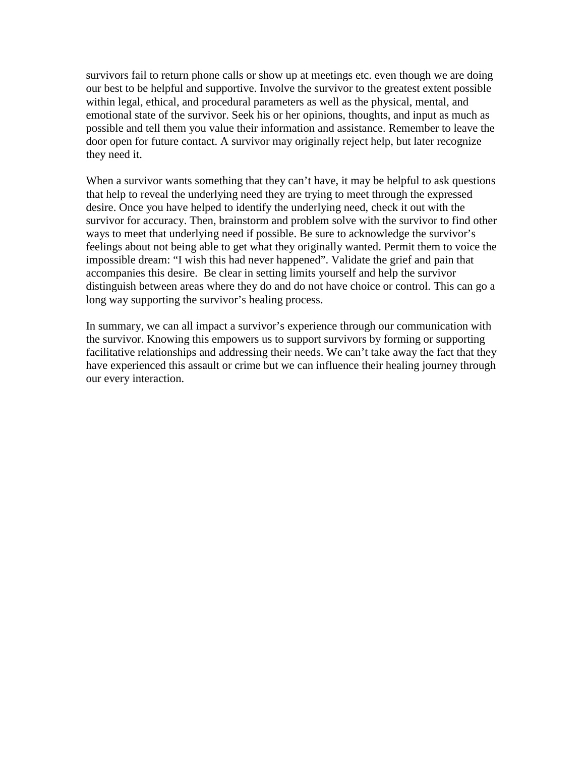survivors fail to return phone calls or show up at meetings etc. even though we are doing our best to be helpful and supportive. Involve the survivor to the greatest extent possible within legal, ethical, and procedural parameters as well as the physical, mental, and emotional state of the survivor. Seek his or her opinions, thoughts, and input as much as possible and tell them you value their information and assistance. Remember to leave the door open for future contact. A survivor may originally reject help, but later recognize they need it.

When a survivor wants something that they can't have, it may be helpful to ask questions that help to reveal the underlying need they are trying to meet through the expressed desire. Once you have helped to identify the underlying need, check it out with the survivor for accuracy. Then, brainstorm and problem solve with the survivor to find other ways to meet that underlying need if possible. Be sure to acknowledge the survivor's feelings about not being able to get what they originally wanted. Permit them to voice the impossible dream: "I wish this had never happened". Validate the grief and pain that accompanies this desire. Be clear in setting limits yourself and help the survivor distinguish between areas where they do and do not have choice or control. This can go a long way supporting the survivor's healing process.

In summary, we can all impact a survivor's experience through our communication with the survivor. Knowing this empowers us to support survivors by forming or supporting facilitative relationships and addressing their needs. We can't take away the fact that they have experienced this assault or crime but we can influence their healing journey through our every interaction.